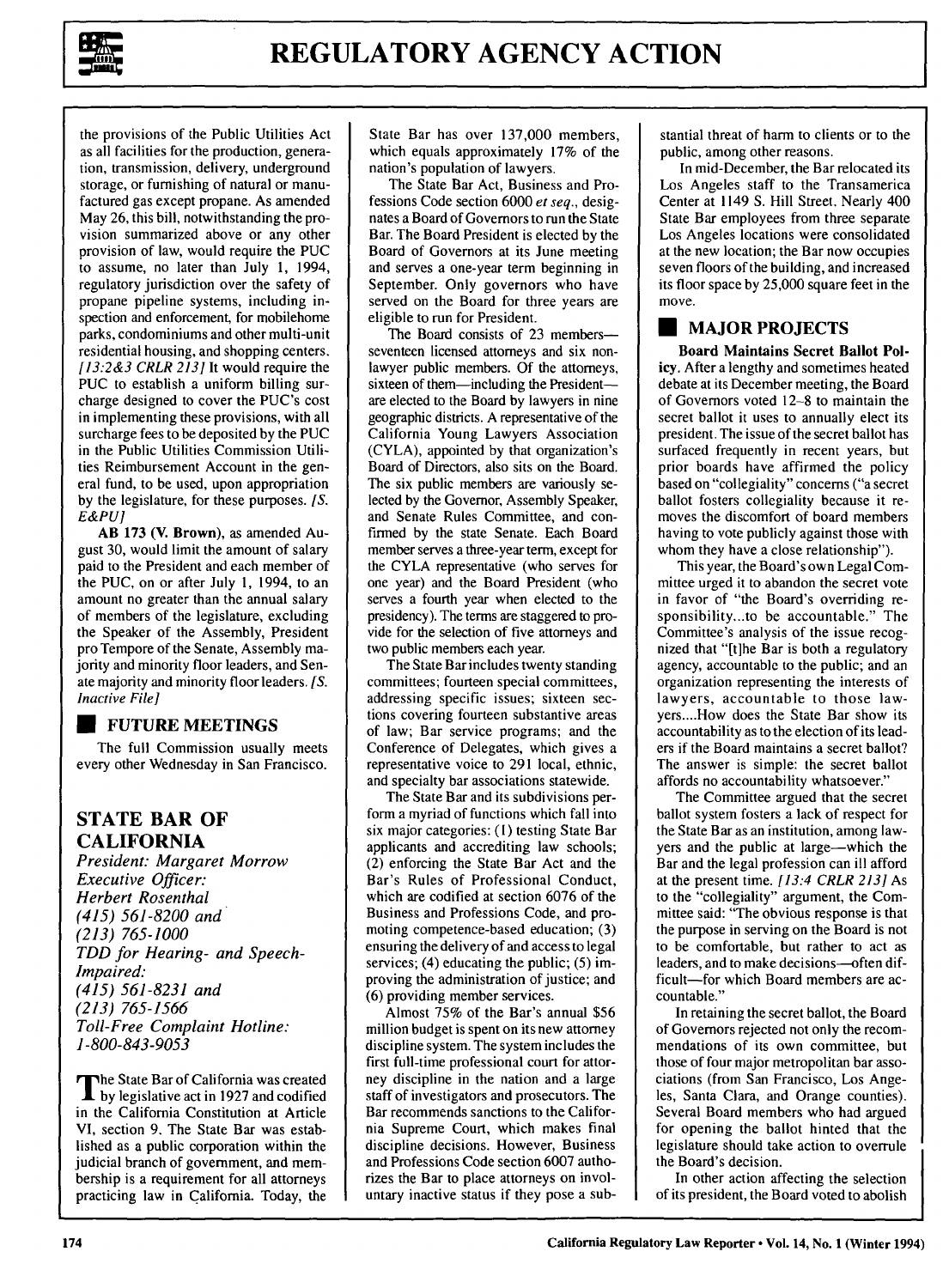the provisions of the Public Utilities Act as all facilities for the production, generation, transmission, delivery, underground storage, or furnishing of natural or manufactured gas except propane. As amended May 26, this bill, notwithstanding the provision summarized above or any other provision of law, would require the PUC to assume, no later than July 1, 1994, regulatory jurisdiction over the safety of propane pipeline systems, including inspection and enforcement, for mobilehome parks, condominiums and other multi-unit residential housing, and shopping centers. *[13:2&3 CRLR 213]* It would require the PUC to establish a uniform billing surcharge designed to cover the PUC's cost in implementing these provisions, with all surcharge fees to be deposited by the PUC in the Public Utilities Commission Utilities Reimbursement Account in the general fund, to be used, upon appropriation by the legislature, for these purposes. *[S. E&PU]*

**AB 173 (V. Brown)**, as amended August 30, would limit the amount of salary paid to the President and each member of the PUC, on or after July 1, 1994, to an amount no greater than the annual salary of members of the legislature, excluding the Speaker of the Assembly, President pro Tempore of the Senate, Assembly majority and minority floor leaders, and Senate majority and minority floor leaders. *[S. Inactive File]*

## FUTURE MEETINGS

The full Commission usually meets every other Wednesday in San Francisco.

## STATE BAR OF CALIFORNIA

*President: Margaret Morrow*
*Executive Officer: Herbert Rosenthal*
*(415) 561-8200 and (213) 765-1000*
*TDD for Hearing- and Speech-Impaired: (415) 561-8231 and (213) 765-1566*
*Toll-Free Complaint Hotline: 1-800-843-9053*

The State Bar of California was created by legislative act in 1927 and codified in the California Constitution at Article VI, section 9. The State Bar was established as a public corporation within the judicial branch of government, and membership is a requirement for all attorneys practicing law in California. Today, the State Bar has over 137,000 members, which equals approximately 17% of the nation's population of lawyers.

The State Bar Act, Business and Professions Code section 6000 *et seq.*, designates a Board of Governors to run the State Bar. The Board President is elected by the Board of Governors at its June meeting and serves a one-year term beginning in September. Only governors who have served on the Board for three years are eligible to run for President.

The Board consists of 23 members—seventeen licensed attorneys and six non-lawyer public members. Of the attorneys, sixteen of them—including the President—are elected to the Board by lawyers in nine geographic districts. A representative of the California Young Lawyers Association (CYLA), appointed by that organization's Board of Directors, also sits on the Board. The six public members are variously selected by the Governor, Assembly Speaker, and Senate Rules Committee, and confirmed by the state Senate. Each Board member serves a three-year term, except for the CYLA representative (who serves for one year) and the Board President (who serves a fourth year when elected to the presidency). The terms are staggered to provide for the selection of five attorneys and two public members each year.

The State Bar includes twenty standing committees; fourteen special committees, addressing specific issues; sixteen sections covering fourteen substantive areas of law; Bar service programs; and the Conference of Delegates, which gives a representative voice to 291 local, ethnic, and specialty bar associations statewide.

The State Bar and its subdivisions perform a myriad of functions which fall into six major categories: (1) testing State Bar applicants and accrediting law schools; (2) enforcing the State Bar Act and the Bar's Rules of Professional Conduct, which are codified at section 6076 of the Business and Professions Code, and promoting competence-based education; (3) ensuring the delivery of and access to legal services; (4) educating the public; (5) improving the administration of justice; and (6) providing member services.

Almost 75% of the Bar's annual $56 million budget is spent on its new attorney discipline system. The system includes the first full-time professional court for attorney discipline in the nation and a large staff of investigators and prosecutors. The Bar recommends sanctions to the California Supreme Court, which makes final discipline decisions. However, Business and Professions Code section 6007 authorizes the Bar to place attorneys on involuntary inactive status if they pose a substantial threat of harm to clients or to the public, among other reasons.

In mid-December, the Bar relocated its Los Angeles staff to the Transamerica Center at 1149 S. Hill Street. Nearly 400 State Bar employees from three separate Los Angeles locations were consolidated at the new location; the Bar now occupies seven floors of the building, and increased its floor space by 25,000 square feet in the move.

## MAJOR PROJECTS

**Board Maintains Secret Ballot Policy.** After a lengthy and sometimes heated debate at its December meeting, the Board of Governors voted 12–8 to maintain the secret ballot it uses to annually elect its president. The issue of the secret ballot has surfaced frequently in recent years, but prior boards have affirmed the policy based on "collegiality" concerns ("a secret ballot fosters collegiality because it removes the discomfort of board members having to vote publicly against those with whom they have a close relationship").

This year, the Board's own Legal Committee urged it to abandon the secret vote in favor of "the Board's overriding responsibility...to be accountable." The Committee's analysis of the issue recognized that "[t]he Bar is both a regulatory agency, accountable to the public; and an organization representing the interests of lawyers, accountable to those lawyers....How does the State Bar show its accountability as to the election of its leaders if the Board maintains a secret ballot? The answer is simple: the secret ballot affords no accountability whatsoever."

The Committee argued that the secret ballot system fosters a lack of respect for the State Bar as an institution, among lawyers and the public at large—which the Bar and the legal profession can ill afford at the present time. *[13:4 CRLR 213]* As to the "collegiality" argument, the Committee said: "The obvious response is that the purpose in serving on the Board is not to be comfortable, but rather to act as leaders, and to make decisions—often difficult—for which Board members are accountable."

In retaining the secret ballot, the Board of Governors rejected not only the recommendations of its own committee, but those of four major metropolitan bar associations (from San Francisco, Los Angeles, Santa Clara, and Orange counties). Several Board members who had argued for opening the ballot hinted that the legislature should take action to overrule the Board's decision.

In other action affecting the selection of its president, the Board voted to abolish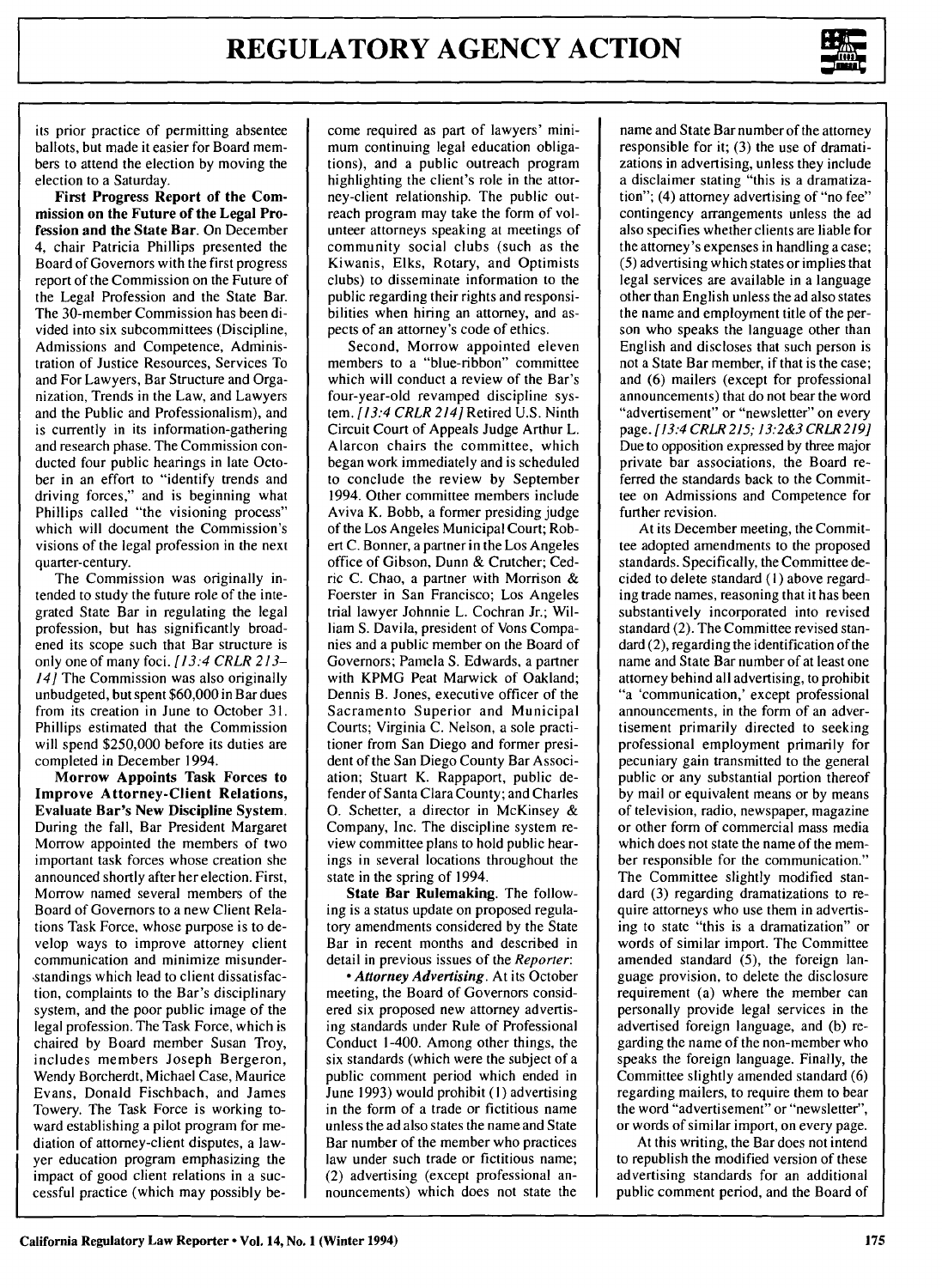its prior practice of permitting absentee ballots, but made it easier for Board members to attend the election by moving the election to a Saturday.

**First Progress Report of the Commission on the Future of the Legal Profession and the State Bar.** On December 4, chair Patricia Phillips presented the Board of Governors with the first progress report of the Commission on the Future of the Legal Profession and the State Bar. The 30-member Commission has been divided into six subcommittees (Discipline, Admissions and Competence, Administration of Justice Resources, Services To and For Lawyers, Bar Structure and Organization, Trends in the Law, and Lawyers and the Public and Professionalism), and is currently in its information-gathering and research phase. The Commission conducted four public hearings in late October in an effort to "identify trends and driving forces," and is beginning what Phillips called "the visioning process" which will document the Commission's visions of the legal profession in the next quarter-century.

The Commission was originally intended to study the future role of the integrated State Bar in regulating the legal profession, but has significantly broadened its scope such that Bar structure is only one of many foci. *[13:4 CRLR 213–14]* The Commission was also originally unbudgeted, but spent $60,000 in Bar dues from its creation in June to October 31. Phillips estimated that the Commission will spend $250,000 before its duties are completed in December 1994.

**Morrow Appoints Task Forces to Improve Attorney-Client Relations, Evaluate Bar's New Discipline System.** During the fall, Bar President Margaret Morrow appointed the members of two important task forces whose creation she announced shortly after her election. First, Morrow named several members of the Board of Governors to a new Client Relations Task Force, whose purpose is to develop ways to improve attorney client communication and minimize misunderstandings which lead to client dissatisfaction, complaints to the Bar's disciplinary system, and the poor public image of the legal profession. The Task Force, which is chaired by Board member Susan Troy, includes members Joseph Bergeron, Wendy Borcherdt, Michael Case, Maurice Evans, Donald Fischbach, and James Towery. The Task Force is working toward establishing a pilot program for mediation of attorney-client disputes, a lawyer education program emphasizing the impact of good client relations in a successful practice (which may possibly become required as part of lawyers' minimum continuing legal education obligations), and a public outreach program highlighting the client's role in the attorney-client relationship. The public outreach program may take the form of volunteer attorneys speaking at meetings of community social clubs (such as the Kiwanis, Elks, Rotary, and Optimists clubs) to disseminate information to the public regarding their rights and responsibilities when hiring an attorney, and aspects of an attorney's code of ethics.

Second, Morrow appointed eleven members to a "blue-ribbon" committee which will conduct a review of the Bar's four-year-old revamped discipline system. *[13:4 CRLR 214]* Retired U.S. Ninth Circuit Court of Appeals Judge Arthur L. Alarcon chairs the committee, which began work immediately and is scheduled to conclude the review by September 1994. Other committee members include Aviva K. Bobb, a former presiding judge of the Los Angeles Municipal Court; Robert C. Bonner, a partner in the Los Angeles office of Gibson, Dunn & Crutcher; Cedric C. Chao, a partner with Morrison & Foerster in San Francisco; Los Angeles trial lawyer Johnnie L. Cochran Jr.; William S. Davila, president of Vons Companies and a public member on the Board of Governors; Pamela S. Edwards, a partner with KPMG Peat Marwick of Oakland; Dennis B. Jones, executive officer of the Sacramento Superior and Municipal Courts; Virginia C. Nelson, a sole practitioner from San Diego and former president of the San Diego County Bar Association; Stuart K. Rappaport, public defender of Santa Clara County; and Charles O. Schetter, a director in McKinsey & Company, Inc. The discipline system review committee plans to hold public hearings in several locations throughout the state in the spring of 1994.

**State Bar Rulemaking.** The following is a status update on proposed regulatory amendments considered by the State Bar in recent months and described in detail in previous issues of the *Reporter*:

• ***Attorney Advertising.*** At its October meeting, the Board of Governors considered six proposed new attorney advertising standards under Rule of Professional Conduct 1-400. Among other things, the six standards (which were the subject of a public comment period which ended in June 1993) would prohibit (1) advertising in the form of a trade or fictitious name unless the ad also states the name and State Bar number of the member who practices law under such trade or fictitious name; (2) advertising (except professional announcements) which does not state the name and State Bar number of the attorney responsible for it; (3) the use of dramatizations in advertising, unless they include a disclaimer stating "this is a dramatization"; (4) attorney advertising of "no fee" contingency arrangements unless the ad also specifies whether clients are liable for the attorney's expenses in handling a case; (5) advertising which states or implies that legal services are available in a language other than English unless the ad also states the name and employment title of the person who speaks the language other than English and discloses that such person is not a State Bar member, if that is the case; and (6) mailers (except for professional announcements) that do not bear the word "advertisement" or "newsletter" on every page. *[13:4 CRLR 215; 13:2&3 CRLR 219]* Due to opposition expressed by three major private bar associations, the Board referred the standards back to the Committee on Admissions and Competence for further revision.

At its December meeting, the Committee adopted amendments to the proposed standards. Specifically, the Committee decided to delete standard (1) above regarding trade names, reasoning that it has been substantively incorporated into revised standard (2). The Committee revised standard (2), regarding the identification of the name and State Bar number of at least one attorney behind all advertising, to prohibit "a 'communication,' except professional announcements, in the form of an advertisement primarily directed to seeking professional employment primarily for pecuniary gain transmitted to the general public or any substantial portion thereof by mail or equivalent means or by means of television, radio, newspaper, magazine or other form of commercial mass media which does not state the name of the member responsible for the communication." The Committee slightly modified standard (3) regarding dramatizations to require attorneys who use them in advertising to state "this is a dramatization" or words of similar import. The Committee amended standard (5), the foreign language provision, to delete the disclosure requirement (a) where the member can personally provide legal services in the advertised foreign language, and (b) regarding the name of the non-member who speaks the foreign language. Finally, the Committee slightly amended standard (6) regarding mailers, to require them to bear the word "advertisement" or "newsletter", or words of similar import, on every page.

At this writing, the Bar does not intend to republish the modified version of these advertising standards for an additional public comment period, and the Board of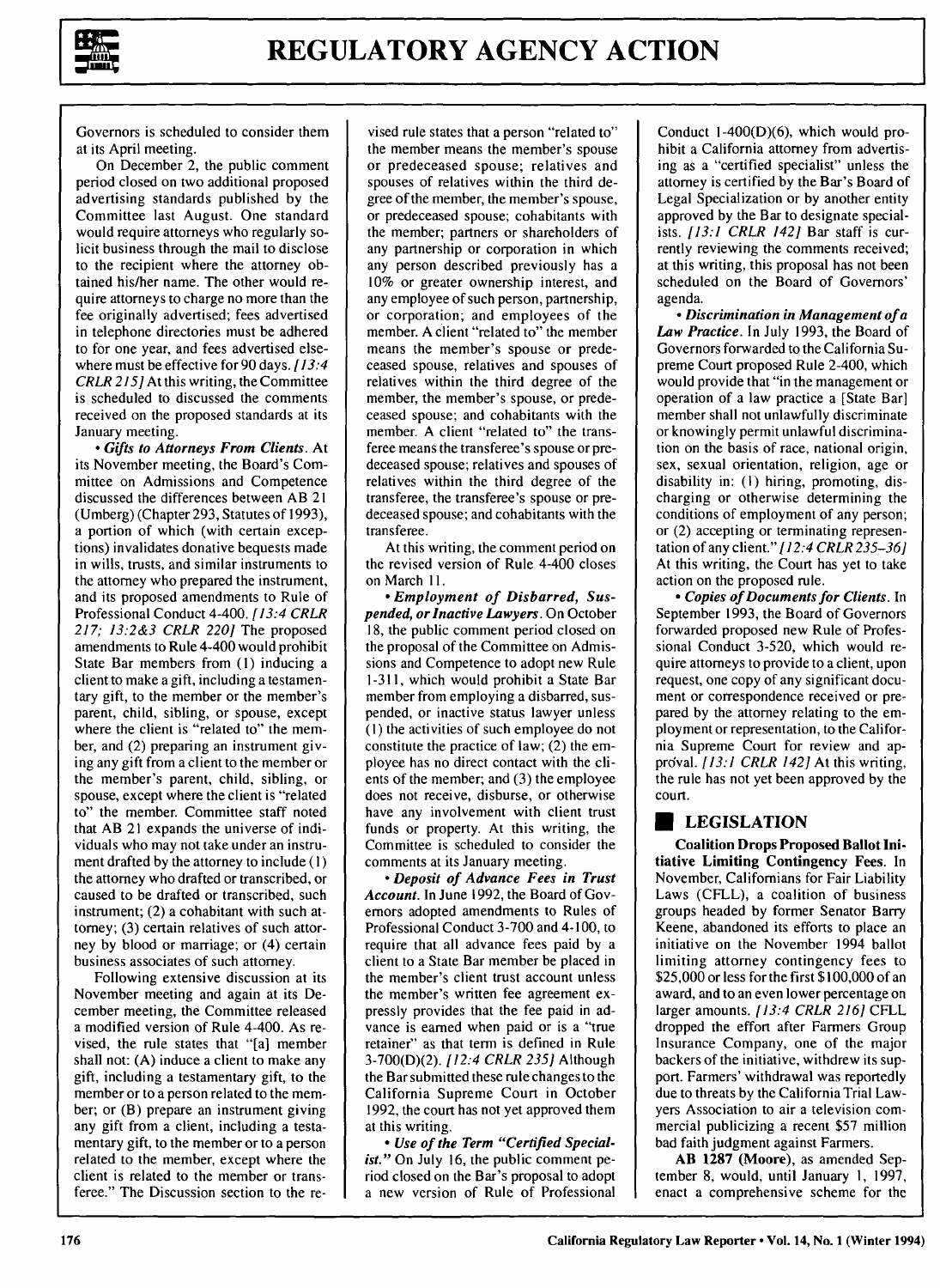Governors is scheduled to consider them at its April meeting.

On December 2, the public comment period closed on two additional proposed advertising standards published by the Committee last August. One standard would require attorneys who regularly solicit business through the mail to disclose to the recipient where the attorney obtained his/her name. The other would require attorneys to charge no more than the fee originally advertised; fees advertised in telephone directories must be adhered to for one year, and fees advertised elsewhere must be effective for 90 days. *[13:4 CRLR 215]* At this writing, the Committee is scheduled to discussed the comments received on the proposed standards at its January meeting.

• ***Gifts to Attorneys From Clients.*** At its November meeting, the Board's Committee on Admissions and Competence discussed the differences between AB 21 (Umberg) (Chapter 293, Statutes of 1993), a portion of which (with certain exceptions) invalidates donative bequests made in wills, trusts, and similar instruments to the attorney who prepared the instrument, and its proposed amendments to Rule of Professional Conduct 4-400. *[13:4 CRLR 217; 13:2&3 CRLR 220]* The proposed amendments to Rule 4-400 would prohibit State Bar members from (1) inducing a client to make a gift, including a testamentary gift, to the member or the member's parent, child, sibling, or spouse, except where the client is "related to" the member, and (2) preparing an instrument giving any gift from a client to the member or the member's parent, child, sibling, or spouse, except where the client is "related to" the member. Committee staff noted that AB 21 expands the universe of individuals who may not take under an instrument drafted by the attorney to include (1) the attorney who drafted or transcribed, or caused to be drafted or transcribed, such instrument; (2) a cohabitant with such attorney; (3) certain relatives of such attorney by blood or marriage; or (4) certain business associates of such attorney.

Following extensive discussion at its November meeting and again at its December meeting, the Committee released a modified version of Rule 4-400. As revised, the rule states that "[a] member shall not: (A) induce a client to make any gift, including a testamentary gift, to the member or to a person related to the member; or (B) prepare an instrument giving any gift from a client, including a testamentary gift, to the member or to a person related to the member, except where the client is related to the member or transferee." The Discussion section to the revised rule states that a person "related to" the member means the member's spouse or predeceased spouse; relatives and spouses of relatives within the third degree of the member, the member's spouse, or predeceased spouse; cohabitants with the member; partners or shareholders of any partnership or corporation in which any person described previously has a 10% or greater ownership interest, and any employee of such person, partnership, or corporation; and employees of the member. A client "related to" the member means the member's spouse or predeceased spouse, relatives and spouses of relatives within the third degree of the member, the member's spouse, or predeceased spouse; and cohabitants with the member. A client "related to" the transferee means the transferee's spouse or predeceased spouse; relatives and spouses of relatives within the third degree of the transferee, the transferee's spouse or predeceased spouse; and cohabitants with the transferee.

At this writing, the comment period on the revised version of Rule 4-400 closes on March 11.

• ***Employment of Disbarred, Suspended, or Inactive Lawyers.*** On October 18, the public comment period closed on the proposal of the Committee on Admissions and Competence to adopt new Rule 1-311, which would prohibit a State Bar member from employing a disbarred, suspended, or inactive status lawyer unless (1) the activities of such employee do not constitute the practice of law; (2) the employee has no direct contact with the clients of the member; and (3) the employee does not receive, disburse, or otherwise have any involvement with client trust funds or property. At this writing, the Committee is scheduled to consider the comments at its January meeting.

• ***Deposit of Advance Fees in Trust Account.*** In June 1992, the Board of Governors adopted amendments to Rules of Professional Conduct 3-700 and 4-100, to require that all advance fees paid by a client to a State Bar member be placed in the member's client trust account unless the member's written fee agreement expressly provides that the fee paid in advance is earned when paid or is a "true retainer" as that term is defined in Rule 3-700(D)(2). *[12:4 CRLR 235]* Although the Bar submitted these rule changes to the California Supreme Court in October 1992, the court has not yet approved them at this writing.

• ***Use of the Term "Certified Specialist."*** On July 16, the public comment period closed on the Bar's proposal to adopt a new version of Rule of Professional Conduct 1-400(D)(6), which would prohibit a California attorney from advertising as a "certified specialist" unless the attorney is certified by the Bar's Board of Legal Specialization or by another entity approved by the Bar to designate specialists. *[13:1 CRLR 142]* Bar staff is currently reviewing the comments received; at this writing, this proposal has not been scheduled on the Board of Governors' agenda.

• ***Discrimination in Management of a Law Practice.*** In July 1993, the Board of Governors forwarded to the California Supreme Court proposed Rule 2-400, which would provide that "in the management or operation of a law practice a [State Bar] member shall not unlawfully discriminate or knowingly permit unlawful discrimination on the basis of race, national origin, sex, sexual orientation, religion, age or disability in: (1) hiring, promoting, discharging or otherwise determining the conditions of employment of any person; or (2) accepting or terminating representation of any client." *[12:4 CRLR 235–36]* At this writing, the Court has yet to take action on the proposed rule.

• ***Copies of Documents for Clients.*** In September 1993, the Board of Governors forwarded proposed new Rule of Professional Conduct 3-520, which would require attorneys to provide to a client, upon request, one copy of any significant document or correspondence received or prepared by the attorney relating to the employment or representation, to the California Supreme Court for review and approval. *[13:1 CRLR 142]* At this writing, the rule has not yet been approved by the court.

## LEGISLATION

**Coalition Drops Proposed Ballot Initiative Limiting Contingency Fees.** In November, Californians for Fair Liability Laws (CFLL), a coalition of business groups headed by former Senator Barry Keene, abandoned its efforts to place an initiative on the November 1994 ballot limiting attorney contingency fees to $25,000 or less for the first $100,000 of an award, and to an even lower percentage on larger amounts. *[13:4 CRLR 216]* CFLL dropped the effort after Farmers Group Insurance Company, one of the major backers of the initiative, withdrew its support. Farmers' withdrawal was reportedly due to threats by the California Trial Lawyers Association to air a television commercial publicizing a recent $57 million bad faith judgment against Farmers.

**AB 1287 (Moore),** as amended September 1993, would, until January 1, 1997, enact a comprehensive scheme for the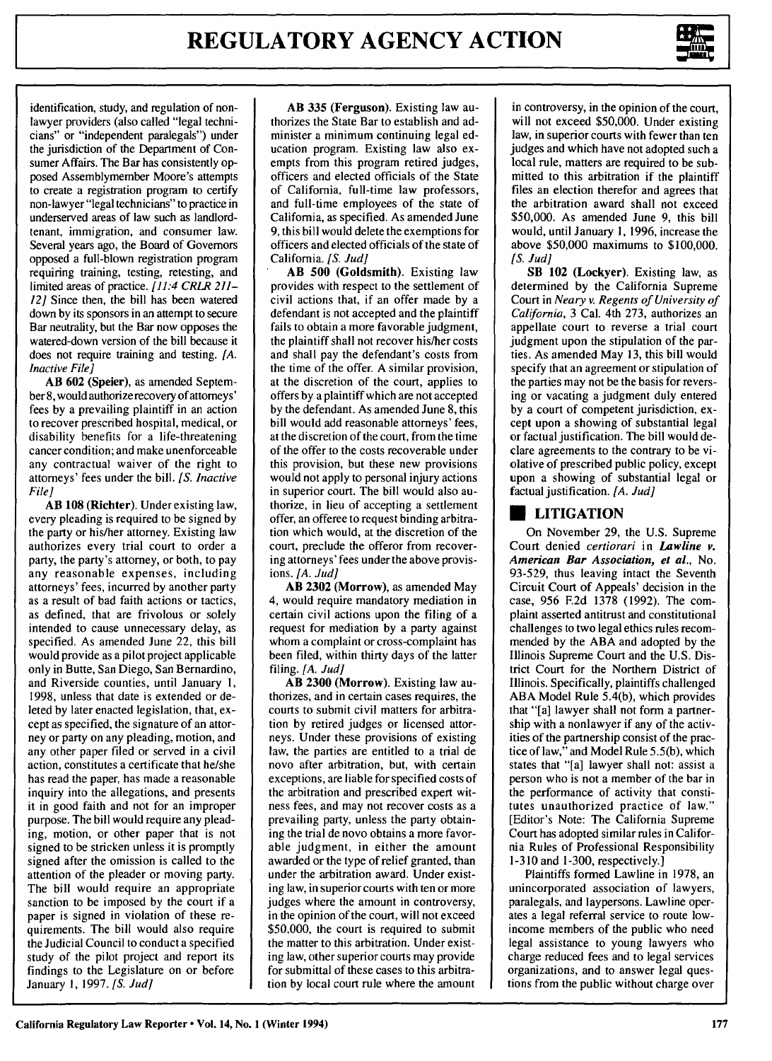identification, study, and regulation of non-lawyer providers (also called "legal technicians" or "independent paralegals") under the jurisdiction of the Department of Consumer Affairs. The Bar has consistently opposed Assemblymember Moore's attempts to create a registration program to certify non-lawyer "legal technicians" to practice in underserved areas of law such as landlord-tenant, immigration, and consumer law. Several years ago, the Board of Governors opposed a full-blown registration program requiring training, testing, retesting, and limited areas of practice. *[11:4 CRLR 211–12]* Since then, the bill has been watered down by its sponsors in an attempt to secure Bar neutrality, but the Bar now opposes the watered-down version of the bill because it does not require training and testing. *[A. Inactive File]*

**AB 602 (Speier)**, as amended September 8, would authorize recovery of attorneys' fees by a prevailing plaintiff in an action to recover prescribed hospital, medical, or disability benefits for a life-threatening cancer condition; and make unenforceable any contractual waiver of the right to attorneys' fees under the bill. *[S. Inactive File]*

**AB 108 (Richter)**. Under existing law, every pleading is required to be signed by the party or his/her attorney. Existing law authorizes every trial court to order a party, the party's attorney, or both, to pay any reasonable expenses, including attorneys' fees, incurred by another party as a result of bad faith actions or tactics, as defined, that are frivolous or solely intended to cause unnecessary delay, as specified. As amended June 22, this bill would provide as a pilot project applicable only in Butte, San Diego, San Bernardino, and Riverside counties, until January 1, 1998, unless that date is extended or deleted by later enacted legislation, that, except as specified, the signature of an attorney or party on any pleading, motion, and any other paper filed or served in a civil action, constitutes a certificate that he/she has read the paper, has made a reasonable inquiry into the allegations, and presents it in good faith and not for an improper purpose. The bill would require any pleading, motion, or other paper that is not signed to be stricken unless it is promptly signed after the omission is called to the attention of the pleader or moving party. The bill would require an appropriate sanction to be imposed by the court if a paper is signed in violation of these requirements. The bill would also require the Judicial Council to conduct a specified study of the pilot project and report its findings to the Legislature on or before January 1, 1997. *[S. Jud]*

**AB 335 (Ferguson)**. Existing law authorizes the State Bar to establish and administer a minimum continuing legal education program. Existing law also exempts from this program retired judges, officers and elected officials of the State of California, full-time law professors, and full-time employees of the state of California, as specified. As amended June 9, this bill would delete the exemptions for officers and elected officials of the state of California. *[S. Jud]*

**AB 500 (Goldsmith)**. Existing law provides with respect to the settlement of civil actions that, if an offer made by a defendant is not accepted and the plaintiff fails to obtain a more favorable judgment, the plaintiff shall not recover his/her costs and shall pay the defendant's costs from the time of the offer. A similar provision, at the discretion of the court, applies to offers by a plaintiff which are not accepted by the defendant. As amended June 8, this bill would add reasonable attorneys' fees, at the discretion of the court, from the time of the offer to the costs recoverable under this provision, but these new provisions would not apply to personal injury actions in superior court. The bill would also authorize, in lieu of accepting a settlement offer, an offeree to request binding arbitration which would, at the discretion of the court, preclude the offeror from recovering attorneys' fees under the above provisions. *[A. Jud]*

**AB 2302 (Morrow)**, as amended May 4, would require mandatory mediation in certain civil actions upon the filing of a request for mediation by a party against whom a complaint or cross-complaint has been filed, within thirty days of the latter filing. *[A. Jud]*

**AB 2300 (Morrow)**. Existing law authorizes, and in certain cases requires, the courts to submit civil matters for arbitration by retired judges or licensed attorneys. Under these provisions of existing law, the parties are entitled to a trial de novo after arbitration, but, with certain exceptions, are liable for specified costs of the arbitration and prescribed expert witness fees, and may not recover costs as a prevailing party, unless the party obtaining the trial de novo obtains a more favorable judgment, in either the amount awarded or the type of relief granted, than under the arbitration award. Under existing law, in superior courts with ten or more judges where the amount in controversy, in the opinion of the court, will not exceed $50,000, the court is required to submit the matter to this arbitration. Under existing law, other superior courts may provide for submittal of these cases to this arbitration by local court rule where the amount in controversy, in the opinion of the court, will not exceed $50,000. Under existing law, in superior courts with fewer than ten judges and which have not adopted such a local rule, matters are required to be submitted to this arbitration if the plaintiff files an election therefor and agrees that the arbitration award shall not exceed $50,000. As amended June 9, this bill would, until January 1, 1996, increase the above $50,000 maximums to $100,000. *[S. Jud]*

**SB 102 (Lockyer)**. Existing law, as determined by the California Supreme Court in *Neary v. Regents of University of California*, 3 Cal. 4th 273, authorizes an appellate court to reverse a trial court judgment upon the stipulation of the parties. As amended May 13, this bill would specify that an agreement or stipulation of the parties may not be the basis for reversing or vacating a judgment duly entered by a court of competent jurisdiction, except upon a showing of substantial legal or factual justification. The bill would declare agreements to the contrary to be violative of prescribed public policy, except upon a showing of substantial legal or factual justification. *[A. Jud]*

## LITIGATION

On November 29, the U.S. Supreme Court denied *certiorari* in ***Lawline v. American Bar Association, et al.***, No. 93-529, thus leaving intact the Seventh Circuit Court of Appeals' decision in the case, 956 F.2d 1378 (1992). The complaint asserted antitrust and constitutional challenges to two legal ethics rules recommended by the ABA and adopted by the Illinois Supreme Court and the U.S. District Court for the Northern District of Illinois. Specifically, plaintiffs challenged ABA Model Rule 5.4(b), which provides that "[a] lawyer shall not form a partnership with a nonlawyer if any of the activities of the partnership consist of the practice of law," and Model Rule 5.5(b), which states that "[a] lawyer shall not: assist a person who is not a member of the bar in the performance of activity that constitutes unauthorized practice of law." [Editor's Note: The California Supreme Court has adopted similar rules in California Rules of Professional Responsibility 1-310 and 1-300, respectively.]

Plaintiffs formed Lawline in 1978, an unincorporated association of lawyers, paralegals, and laypersons. Lawline operates a legal referral service to route low-income members of the public who need legal assistance to young lawyers who charge reduced fees and to legal services organizations, and to answer legal questions from the public without charge over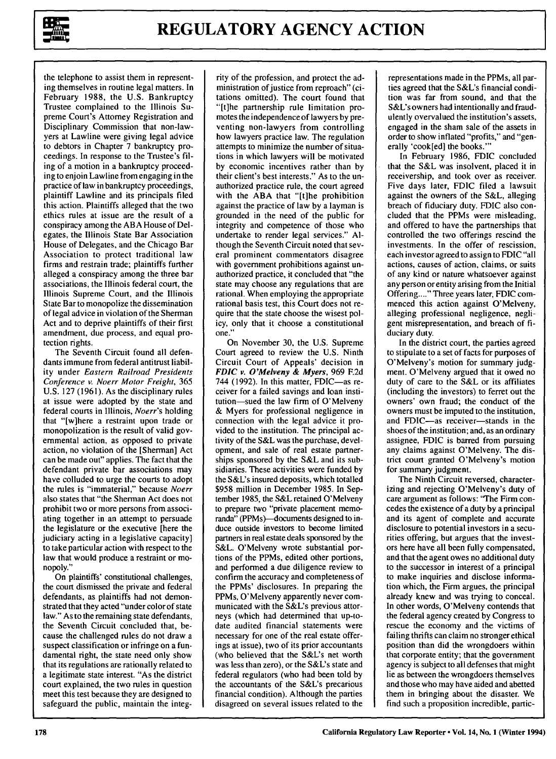the telephone to assist them in representing themselves in routine legal matters. In February 1988, the U.S. Bankruptcy Trustee complained to the Illinois Supreme Court's Attorney Registration and Disciplinary Commission that non-lawyers at Lawline were giving legal advice to debtors in Chapter 7 bankruptcy proceedings. In response to the Trustee's filing of a motion in a bankruptcy proceeding to enjoin Lawline from engaging in the practice of law in bankruptcy proceedings, plaintiff Lawline and its principals filed this action. Plaintiffs alleged that the two ethics rules at issue are the result of a conspiracy among the ABA House of Delegates, the Illinois State Bar Association House of Delegates, and the Chicago Bar Association to protect traditional law firms and restrain trade; plaintiffs further alleged a conspiracy among the three bar associations, the Illinois federal court, the Illinois Supreme Court, and the Illinois State Bar to monopolize the dissemination of legal advice in violation of the Sherman Act and to deprive plaintiffs of their first amendment, due process, and equal protection rights.

The Seventh Circuit found all defendants immune from federal antitrust liability under *Eastern Railroad Presidents Conference v. Noerr Motor Freight*, 365 U.S. 127 (1961). As the disciplinary rules at issue were adopted by the state and federal courts in Illinois, *Noerr*'s holding that "[w]here a restraint upon trade or monopolization is the result of valid governmental action, as opposed to private action, no violation of the [Sherman] Act can be made out" applies. The fact that the defendant private bar associations may have colluded to urge the courts to adopt the rules is "immaterial," because *Noerr* also states that "the Sherman Act does not prohibit two or more persons from associating together in an attempt to persuade the legislature or the executive [here the judiciary acting in a legislative capacity] to take particular action with respect to the law that would produce a restraint or monopoly."

On plaintiffs' constitutional challenges, the court dismissed the private and federal defendants, as plaintiffs had not demonstrated that they acted "under color of state law." As to the remaining state defendants, the Seventh Circuit concluded that, because the challenged rules do not draw a suspect classification or infringe on a fundamental right, the state need only show that its regulations are rationally related to a legitimate state interest. "As the district court explained, the two rules in question meet this test because they are designed to safeguard the public, maintain the integrity of the profession, and protect the administration of justice from reproach" (citations omitted). The court found that "[t]he partnership rule limitation promotes the independence of lawyers by preventing non-lawyers from controlling how lawyers practice law. The regulation attempts to minimize the number of situations in which lawyers will be motivated by economic incentives rather than by their client's best interests." As to the unauthorized practice rule, the court agreed with the ABA that "[t]he prohibition against the practice of law by a layman is grounded in the need of the public for integrity and competence of those who undertake to render legal services." Although the Seventh Circuit noted that several prominent commentators disagree with government prohibitions against unauthorized practice, it concluded that "the state may choose any regulations that are rational. When employing the appropriate rational basis test, this Court does not require that the state choose the wisest policy, only that it choose a constitutional one."

On November 30, the U.S. Supreme Court agreed to review the U.S. Ninth Circuit Court of Appeals' decision in ***FDIC v. O'Melveny & Myers***, 969 F.2d 744 (1992). In this matter, FDIC—as receiver for a failed savings and loan institution—sued the law firm of O'Melveny & Myers for professional negligence in connection with the legal advice it provided to the institution. The principal activity of the S&L was the purchase, development, and sale of real estate partnerships sponsored by the S&L and its subsidiaries. These activities were funded by the S&L's insured deposits, which totalled $958 million in December 1985. In September 1985, the S&L retained O'Melveny to prepare two "private placement memoranda" (PPMs)—documents designed to induce outside investors to become limited partners in real estate deals sponsored by the S&L. O'Melveny wrote substantial portions of the PPMs, edited other portions, and performed a due diligence review to confirm the accuracy and completeness of the PPMs' disclosures. In preparing the PPMs, O'Melveny apparently never communicated with the S&L's previous attorneys (which had determined that up-to-date audited financial statements were necessary for one of the real estate offerings at issue), two of its prior accountants (who believed that the S&L's net worth was less than zero), or the S&L's state and federal regulators (who had been told by the accountants of the S&L's precarious financial condition). Although the parties disagreed on several issues related to the representations made in the PPMs, all parties agreed that the S&L's financial condition was far from sound, and that the S&L's owners had intentionally and fraudulently overvalued the institution's assets, engaged in the sham sale of the assets in order to show inflated "profits," and "generally 'cook[ed] the books.'"

In February 1986, FDIC concluded that the S&L was insolvent, placed it in receivership, and took over as receiver. Five days later, FDIC filed a lawsuit against the owners of the S&L, alleging breach of fiduciary duty. FDIC also concluded that the PPMs were misleading, and offered to have the partnerships that controlled the two offerings rescind the investments. In the offer of rescission, each investor agreed to assign to FDIC "all actions, causes of action, claims, or suits of any kind or nature whatsoever against any person or entity arising from the Initial Offering...." Three years later, FDIC commenced this action against O'Melveny, alleging professional negligence, negligent misrepresentation, and breach of fiduciary duty.

In the district court, the parties agreed to stipulate to a set of facts for purposes of O'Melveny's motion for summary judgment. O'Melveny argued that it owed no duty of care to the S&L or its affiliates (including the investors) to ferret out the owners' own fraud; the conduct of the owners must be imputed to the institution, and FDIC—as receiver—stands in the shoes of the institution; and, as an ordinary assignee, FDIC is barred from pursuing any claims against O'Melveny. The district court granted O'Melveny's motion for summary judgment.

The Ninth Circuit reversed, characterizing and rejecting O'Melveny's duty of care argument as follows: "The Firm concedes the existence of a duty by a principal and its agent of complete and accurate disclosure to potential investors in a securities offering, but argues that the investors here have all been fully compensated, and that the agent owes no additional duty to the successor in interest of a principal to make inquiries and disclose information which, the Firm argues, the principal already knew and was trying to conceal. In other words, O'Melveny contends that the federal agency created by Congress to rescue the economy and the victims of failing thrifts can claim no stronger ethical position than did the wrongdoers within that corporate entity; that the government agency is subject to all defenses that might lie as between the wrongdoers themselves and those who may have aided and abetted them in bringing about the disaster. We find such a proposition incredible, partic-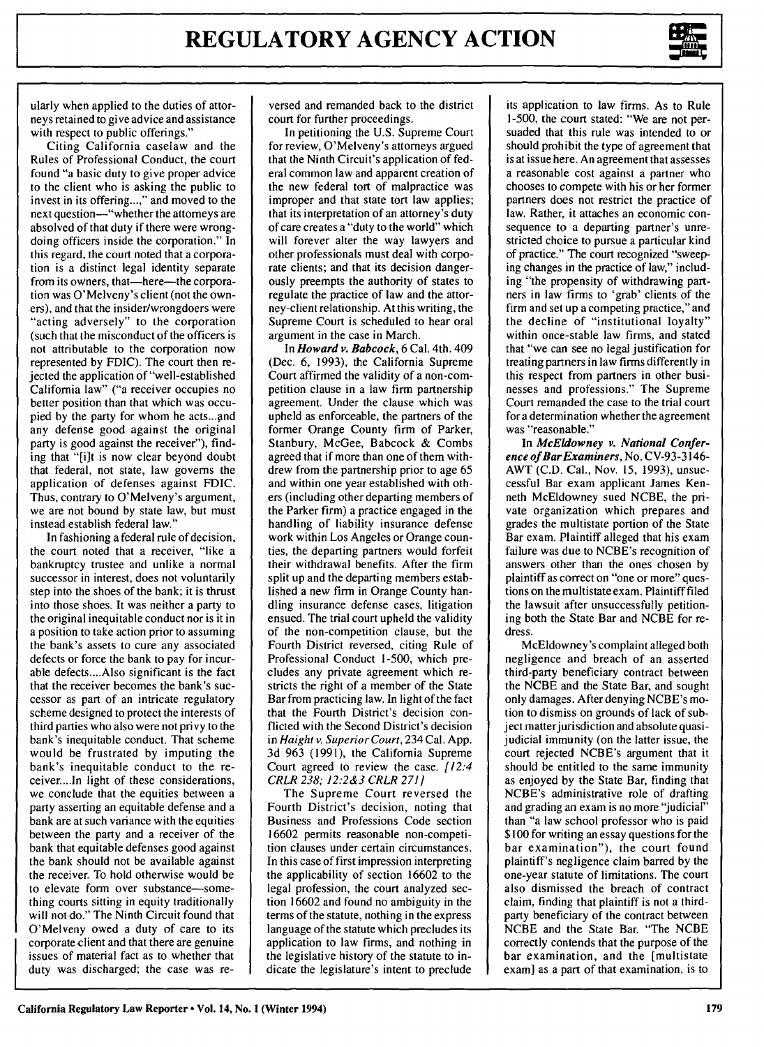ularly when applied to the duties of attorneys retained to give advice and assistance with respect to public offerings."

Citing California caselaw and the Rules of Professional Conduct, the court found "a basic duty to give proper advice to the client who is asking the public to invest in its offering...," and moved to the next question—"whether the attorneys are absolved of that duty if there were wrongdoing officers inside the corporation." In this regard, the court noted that a corporation is a distinct legal identity separate from its owners, that—here—the corporation was O'Melveny's client (not the owners), and that the insider/wrongdoers were "acting adversely" to the corporation (such that the misconduct of the officers is not attributable to the corporation now represented by FDIC). The court then rejected the application of "well-established California law" ("a receiver occupies no better position than that which was occupied by the party for whom he acts...and any defense good against the original party is good against the receiver"), finding that "[i]t is now clear beyond doubt that federal, not state, law governs the application of defenses against FDIC. Thus, contrary to O'Melveny's argument, we are not bound by state law, but must instead establish federal law."

In fashioning a federal rule of decision, the court noted that a receiver, "like a bankruptcy trustee and unlike a normal successor in interest, does not voluntarily step into the shoes of the bank; it is thrust into those shoes. It was neither a party to the original inequitable conduct nor is it in a position to take action prior to assuming the bank's assets to cure any associated defects or force the bank to pay for incurable defects....Also significant is the fact that the receiver becomes the bank's successor as part of an intricate regulatory scheme designed to protect the interests of third parties who also were not privy to the bank's inequitable conduct. That scheme would be frustrated by imputing the bank's inequitable conduct to the receiver....In light of these considerations, we conclude that the equities between a party asserting an equitable defense and a bank are at such variance with the equities between the party and a receiver of the bank that equitable defenses good against the bank should not be available against the receiver. To hold otherwise would be to elevate form over substance—something courts sitting in equity traditionally will not do." The Ninth Circuit found that O'Melveny owed a duty of care to its corporate client and that there are genuine issues of material fact as to whether that duty was discharged; the case was reversed and remanded back to the district court for further proceedings.

In petitioning the U.S. Supreme Court for review, O'Melveny's attorneys argued that the Ninth Circuit's application of federal common law and apparent creation of the new federal tort of malpractice was improper and that state tort law applies; that its interpretation of an attorney's duty of care creates a "duty to the world" which will forever alter the way lawyers and other professionals must deal with corporate clients; and that its decision dangerously preempts the authority of states to regulate the practice of law and the attorney-client relationship. At this writing, the Supreme Court is scheduled to hear oral argument in the case in March.

In ***Howard v. Babcock***, 6 Cal. 4th. 409 (Dec. 6, 1993), the California Supreme Court affirmed the validity of a non-competition clause in a law firm partnership agreement. Under the clause which was upheld as enforceable, the partners of the former Orange County firm of Parker, Stanbury, McGee, Babcock & Combs agreed that if more than one of them withdrew from the partnership prior to age 65 and within one year established with others (including other departing members of the Parker firm) a practice engaged in the handling of liability insurance defense work within Los Angeles or Orange counties, the departing partners would forfeit their withdrawal benefits. After the firm split up and the departing members established a new firm in Orange County handling insurance defense cases, litigation ensued. The trial court upheld the validity of the non-competition clause, but the Fourth District reversed, citing Rule of Professional Conduct 1-500, which precludes any private agreement which restricts the right of a member of the State Bar from practicing law. In light of the fact that the Fourth District's decision conflicted with the Second District's decision in *Haight v. Superior Court*, 234 Cal. App. 3d 963 (1991), the California Supreme Court agreed to review the case. *[12:4 CRLR 238; 12:2&3 CRLR 271]*

The Supreme Court reversed the Fourth District's decision, noting that Business and Professions Code section 16602 permits reasonable non-competition clauses under certain circumstances. In this case of first impression interpreting the applicability of section 16602 to the legal profession, the court analyzed section 16602 and found no ambiguity in the terms of the statute, nothing in the express language of the statute which precludes its application to law firms, and nothing in the legislative history of the statute to indicate the legislature's intent to preclude its application to law firms. As to Rule 1-500, the court stated: "We are not persuaded that this rule was intended to or should prohibit the type of agreement that is at issue here. An agreement that assesses a reasonable cost against a partner who chooses to compete with his or her former partners does not restrict the practice of law. Rather, it attaches an economic consequence to a departing partner's unrestricted choice to pursue a particular kind of practice." The court recognized "sweeping changes in the practice of law," including "the propensity of withdrawing partners in law firms to 'grab' clients of the firm and set up a competing practice," and the decline of "institutional loyalty" within once-stable law firms, and stated that "we can see no legal justification for treating partners in law firms differently in this respect from partners in other businesses and professions." The Supreme Court remanded the case to the trial court for a determination whether the agreement was "reasonable."

In ***McEldowney v. National Conference of Bar Examiners***, No. CV-93-3146-AWT (C.D. Cal., Nov. 15, 1993), unsuccessful Bar exam applicant James Kenneth McEldowney sued NCBE, the private organization which prepares and grades the multistate portion of the State Bar exam. Plaintiff alleged that his exam failure was due to NCBE's recognition of answers other than the ones chosen by plaintiff as correct on "one or more" questions on the multistate exam. Plaintiff filed the lawsuit after unsuccessfully petitioning both the State Bar and NCBE for redress.

McEldowney's complaint alleged both negligence and breach of an asserted third-party beneficiary contract between the NCBE and the State Bar, and sought only damages. After denying NCBE's motion to dismiss on grounds of lack of subject matter jurisdiction and absolute quasi-judicial immunity (on the latter issue, the court rejected NCBE's argument that it should be entitled to the same immunity as enjoyed by the State Bar, finding that NCBE's administrative role of drafting and grading an exam is no more "judicial" than "a law school professor who is paid $100 for writing an essay questions for the bar examination"), the court found plaintiff's negligence claim barred by the one-year statute of limitations. The court also dismissed the breach of contract claim, finding that plaintiff is not a third-party beneficiary of the contract between NCBE and the State Bar. "The NCBE correctly contends that the purpose of the bar examination, and the [multistate exam] as a part of that examination, is to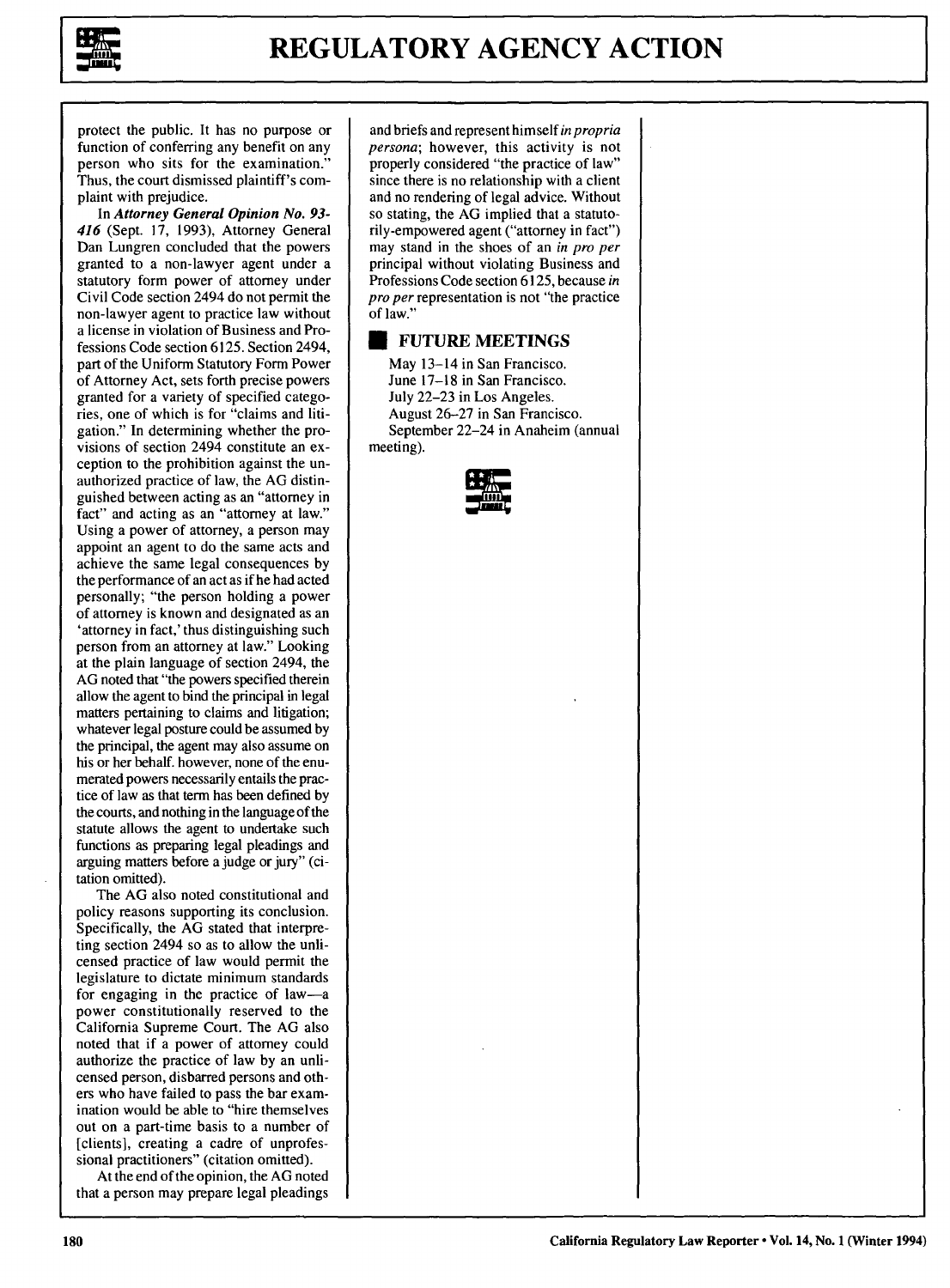protect the public. It has no purpose or function of conferring any benefit on any person who sits for the examination." Thus, the court dismissed plaintiff's complaint with prejudice.

In ***Attorney General Opinion No. 93-416*** (Sept. 17, 1993), Attorney General Dan Lungren concluded that the powers granted to a non-lawyer agent under a statutory form power of attorney under Civil Code section 2494 do not permit the non-lawyer agent to practice law without a license in violation of Business and Professions Code section 6125. Section 2494, part of the Uniform Statutory Form Power of Attorney Act, sets forth precise powers granted for a variety of specified categories, one of which is for "claims and litigation." In determining whether the provisions of section 2494 constitute an exception to the prohibition against the unauthorized practice of law, the AG distinguished between acting as an "attorney in fact" and acting as an "attorney at law." Using a power of attorney, a person may appoint an agent to do the same acts and achieve the same legal consequences by the performance of an act as if he had acted personally; "the person holding a power of attorney is known and designated as an 'attorney in fact,' thus distinguishing such person from an attorney at law." Looking at the plain language of section 2494, the AG noted that "the powers specified therein allow the agent to bind the principal in legal matters pertaining to claims and litigation; whatever legal posture could be assumed by the principal, the agent may also assume on his or her behalf. however, none of the enumerated powers necessarily entails the practice of law as that term has been defined by the courts, and nothing in the language of the statute allows the agent to undertake such functions as preparing legal pleadings and arguing matters before a judge or jury" (citation omitted).

The AG also noted constitutional and policy reasons supporting its conclusion. Specifically, the AG stated that interpreting section 2494 so as to allow the unlicensed practice of law would permit the legislature to dictate minimum standards for engaging in the practice of law—a power constitutionally reserved to the California Supreme Court. The AG also noted that if a power of attorney could authorize the practice of law by an unlicensed person, disbarred persons and others who have failed to pass the bar examination would be able to "hire themselves out on a part-time basis to a number of [clients], creating a cadre of unprofessional practitioners" (citation omitted).

At the end of the opinion, the AG noted that a person may prepare legal pleadings and briefs and represent himself *in propria persona*; however, this activity is not properly considered "the practice of law" since there is no relationship with a client and no rendering of legal advice. Without so stating, the AG implied that a statutorily-empowered agent ("attorney in fact") may stand in the shoes of an *in pro per* principal without violating Business and Professions Code section 6125, because *in pro per* representation is not "the practice of law."

## FUTURE MEETINGS

May 13–14 in San Francisco.
June 17–18 in San Francisco.
July 22–23 in Los Angeles.
August 26–27 in San Francisco.
September 22–24 in Anaheim (annual meeting).